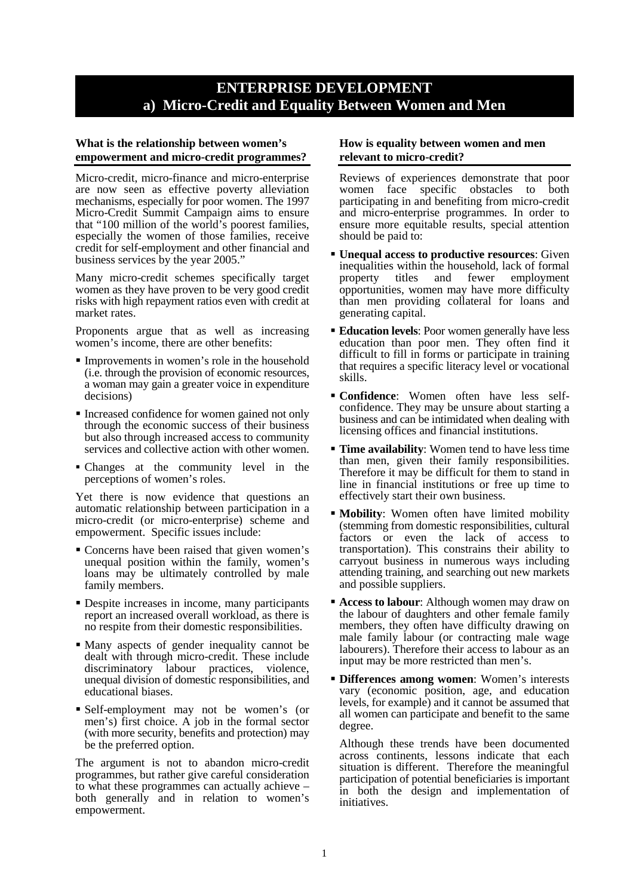# ENTERPRISE DEVELOPMENT
## a) Micro-Credit and Equality Between Women and Men

### What is the relationship between women's empowerment and micro-credit programmes?

Micro-credit, micro-finance and micro-enterprise are now seen as effective poverty alleviation mechanisms, especially for poor women. The 1997 Micro-Credit Summit Campaign aims to ensure that "100 million of the world's poorest families, especially the women of those families, receive credit for self-employment and other financial and business services by the year 2005."

Many micro-credit schemes specifically target women as they have proven to be very good credit risks with high repayment ratios even with credit at market rates.

Proponents argue that as well as increasing women's income, there are other benefits:

- Improvements in women's role in the household (i.e. through the provision of economic resources, a woman may gain a greater voice in expenditure decisions)
- Increased confidence for women gained not only through the economic success of their business but also through increased access to community services and collective action with other women.
- Changes at the community level in the perceptions of women's roles.

Yet there is now evidence that questions an automatic relationship between participation in a micro-credit (or micro-enterprise) scheme and empowerment. Specific issues include:

- Concerns have been raised that given women's unequal position within the family, women's loans may be ultimately controlled by male family members.
- Despite increases in income, many participants report an increased overall workload, as there is no respite from their domestic responsibilities.
- Many aspects of gender inequality cannot be dealt with through micro-credit. These include discriminatory labour practices, violence, unequal division of domestic responsibilities, and educational biases.
- Self-employment may not be women's (or men's) first choice. A job in the formal sector (with more security, benefits and protection) may be the preferred option.

The argument is not to abandon micro-credit programmes, but rather give careful consideration to what these programmes can actually achieve – both generally and in relation to women's empowerment.

### How is equality between women and men relevant to micro-credit?

Reviews of experiences demonstrate that poor women face specific obstacles to both participating in and benefiting from micro-credit and micro-enterprise programmes. In order to ensure more equitable results, special attention should be paid to:

- **Unequal access to productive resources**: Given inequalities within the household, lack of formal property titles and fewer employment opportunities, women may have more difficulty than men providing collateral for loans and generating capital.
- **Education levels**: Poor women generally have less education than poor men. They often find it difficult to fill in forms or participate in training that requires a specific literacy level or vocational skills.
- **Confidence**: Women often have less self-confidence. They may be unsure about starting a business and can be intimidated when dealing with licensing offices and financial institutions.
- **Time availability**: Women tend to have less time than men, given their family responsibilities. Therefore it may be difficult for them to stand in line in financial institutions or free up time to effectively start their own business.
- **Mobility**: Women often have limited mobility (stemming from domestic responsibilities, cultural factors or even the lack of access to transportation). This constrains their ability to carryout business in numerous ways including attending training, and searching out new markets and possible suppliers.
- **Access to labour**: Although women may draw on the labour of daughters and other female family members, they often have difficulty drawing on male family labour (or contracting male wage labourers). Therefore their access to labour as an input may be more restricted than men's.
- **Differences among women**: Women's interests vary (economic position, age, and education levels, for example) and it cannot be assumed that all women can participate and benefit to the same degree.

Although these trends have been documented across continents, lessons indicate that each situation is different. Therefore the meaningful participation of potential beneficiaries is important in both the design and implementation of initiatives.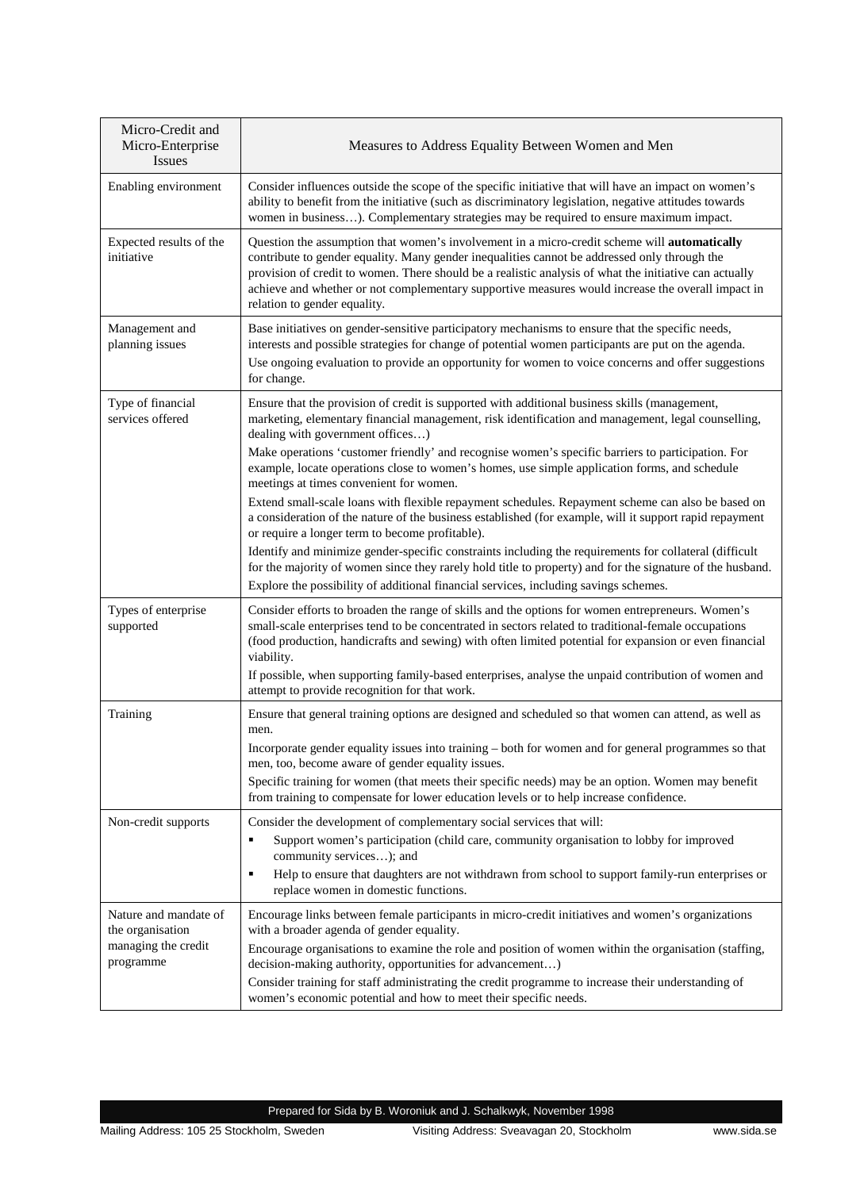| Micro-Credit and Micro-Enterprise Issues | Measures to Address Equality Between Women and Men |
|---|---|
| Enabling environment | Consider influences outside the scope of the specific initiative that will have an impact on women's ability to benefit from the initiative (such as discriminatory legislation, negative attitudes towards women in business…). Complementary strategies may be required to ensure maximum impact. |
| Expected results of the initiative | Question the assumption that women's involvement in a micro-credit scheme will **automatically** contribute to gender equality. Many gender inequalities cannot be addressed only through the provision of credit to women. There should be a realistic analysis of what the initiative can actually achieve and whether or not complementary supportive measures would increase the overall impact in relation to gender equality. |
| Management and planning issues | Base initiatives on gender-sensitive participatory mechanisms to ensure that the specific needs, interests and possible strategies for change of potential women participants are put on the agenda.<br>Use ongoing evaluation to provide an opportunity for women to voice concerns and offer suggestions for change. |
| Type of financial services offered | Ensure that the provision of credit is supported with additional business skills (management, marketing, elementary financial management, risk identification and management, legal counselling, dealing with government offices…)<br>Make operations 'customer friendly' and recognise women's specific barriers to participation. For example, locate operations close to women's homes, use simple application forms, and schedule meetings at times convenient for women.<br>Extend small-scale loans with flexible repayment schedules. Repayment scheme can also be based on a consideration of the nature of the business established (for example, will it support rapid repayment or require a longer term to become profitable).<br>Identify and minimize gender-specific constraints including the requirements for collateral (difficult for the majority of women since they rarely hold title to property) and for the signature of the husband.<br>Explore the possibility of additional financial services, including savings schemes. |
| Types of enterprise supported | Consider efforts to broaden the range of skills and the options for women entrepreneurs. Women's small-scale enterprises tend to be concentrated in sectors related to traditional-female occupations (food production, handicrafts and sewing) with often limited potential for expansion or even financial viability.<br>If possible, when supporting family-based enterprises, analyse the unpaid contribution of women and attempt to provide recognition for that work. |
| Training | Ensure that general training options are designed and scheduled so that women can attend, as well as men.<br>Incorporate gender equality issues into training – both for women and for general programmes so that men, too, become aware of gender equality issues.<br>Specific training for women (that meets their specific needs) may be an option. Women may benefit from training to compensate for lower education levels or to help increase confidence. |
| Non-credit supports | Consider the development of complementary social services that will:<br>▪ Support women's participation (child care, community organisation to lobby for improved community services…); and<br>▪ Help to ensure that daughters are not withdrawn from school to support family-run enterprises or replace women in domestic functions. |
| Nature and mandate of the organisation managing the credit programme | Encourage links between female participants in micro-credit initiatives and women's organizations with a broader agenda of gender equality.<br>Encourage organisations to examine the role and position of women within the organisation (staffing, decision-making authority, opportunities for advancement…)<br>Consider training for staff administrating the credit programme to increase their understanding of women's economic potential and how to meet their specific needs. |

Prepared for Sida by B. Woroniuk and J. Schalkwyk, November 1998

Mailing Address: 105 25 Stockholm, Sweden    Visiting Address: Sveavagan 20, Stockholm    www.sida.se